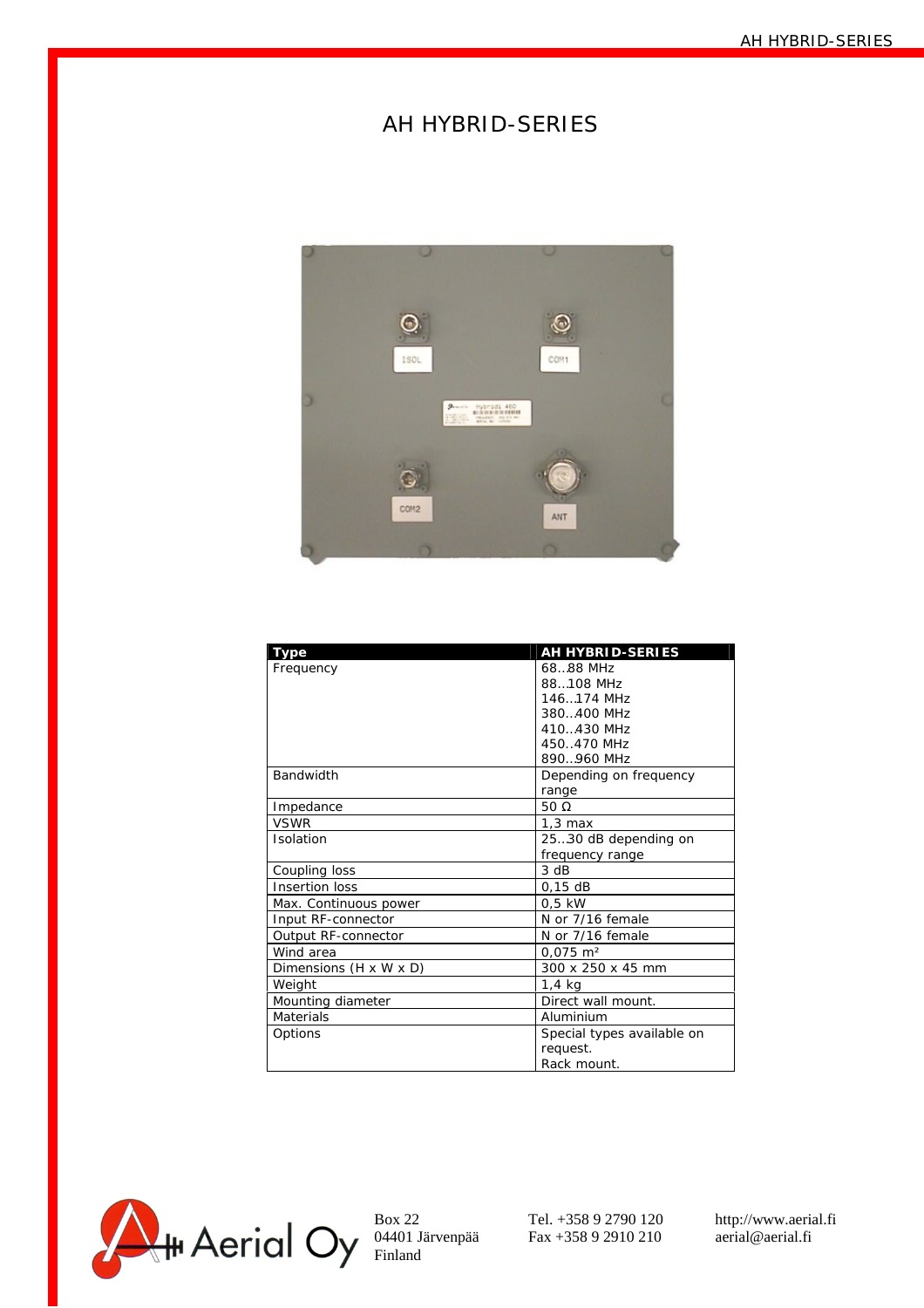# AH HYBRID-SERIES

| Type | AH HYBRID-SERIES |
|---|---|
| Frequency | 68..88 MHz<br>88..108 MHz<br>146..174 MHz<br>380..400 MHz<br>410..430 MHz<br>450..470 MHz<br>890..960 MHz |
| Bandwidth | Depending on frequency range |
| Impedance | 50 Ω |
| VSWR | 1,3 max |
| Isolation | 25...30 dB depending on frequency range |
| Coupling loss | 3 dB |
| Insertion loss | 0,15 dB |
| Max. Continuous power | 0,5 kW |
| Input RF-connector | N or 7/16 female |
| Output RF-connector | N or 7/16 female |
| Wind area | 0,075 m² |
| Dimensions (H x W x D) | 300 x 250 x 45 mm |
| Weight | 1,4 kg |
| Mounting diameter | Direct wall mount. |
| Materials | Aluminium |
| Options | Special types available on request.<br>Rack mount. |

Aerial Oy

Box 22
04401 Järvenpää
Finland

Tel. +358 9 2790 120
Fax +358 9 2910 210

http://www.aerial.fi
aerial@aerial.fi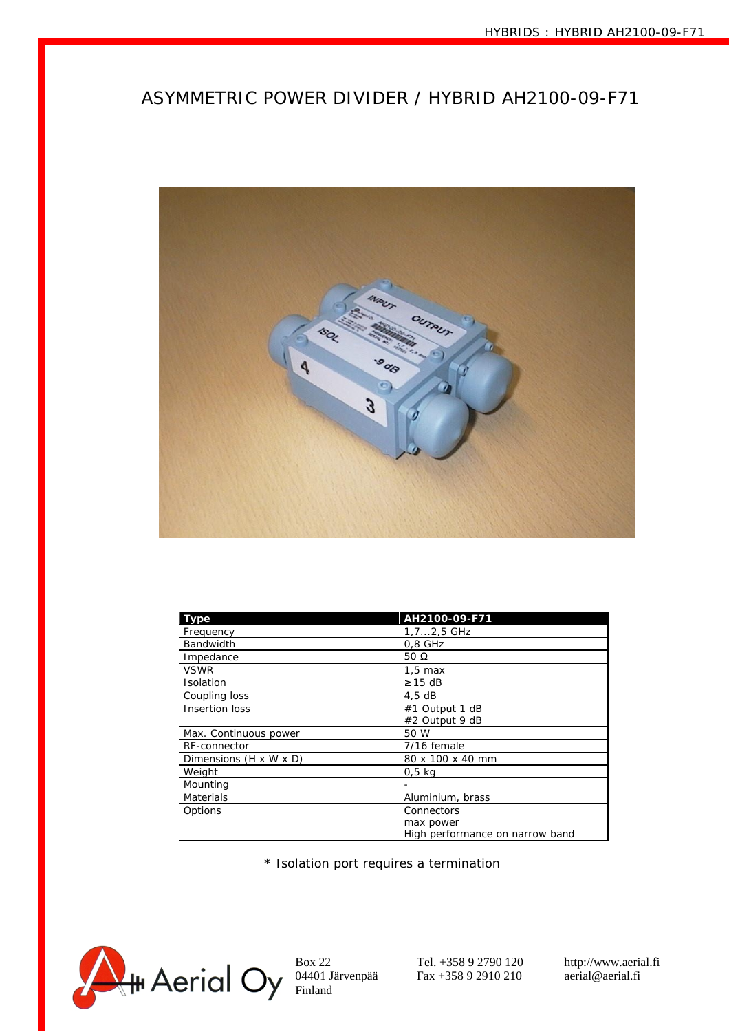# ASYMMETRIC POWER DIVIDER / HYBRID AH2100-09-F71

| Type | AH2100-09-F71 |
|---|---|
| Frequency | 1,7...2,5 GHz |
| Bandwidth | 0,8 GHz |
| Impedance | 50 Ω |
| VSWR | 1,5 max |
| Isolation | ≥15 dB |
| Coupling loss | 4,5 dB |
| Insertion loss | #1 Output 1 dB<br>#2 Output 9 dB |
| Max. Continuous power | 50 W |
| RF-connector | 7/16 female |
| Dimensions (H x W x D) | 80 x 100 x 40 mm |
| Weight | 0,5 kg |
| Mounting | - |
| Materials | Aluminium, brass |
| Options | Connectors<br>max power<br>High performance on narrow band |

* Isolation port requires a termination

Aerial Oy

Box 22
04401 Järvenpää
Finland

Tel. +358 9 2790 120
Fax +358 9 2910 210

http://www.aerial.fi
aerial@aerial.fi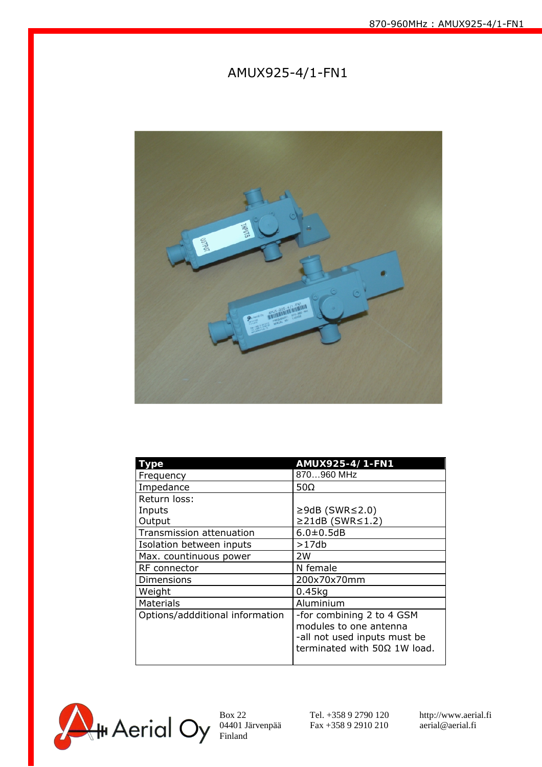# AMUX925-4/1-FN1

| Type | AMUX925-4/ 1-FN1 |
|---|---|
| Frequency | 870…960 MHz |
| Impedance | 50Ω |
| Return loss:<br>Inputs<br>Output | <br>≥9dB (SWR≤2.0)<br>≥21dB (SWR≤1.2) |
| Transmission attenuation | 6.0±0.5dB |
| Isolation between inputs | >17db |
| Max. countinuous power | 2W |
| RF connector | N female |
| Dimensions | 200x70x70mm |
| Weight | 0.45kg |
| Materials | Aluminium |
| Options/addditional information | -for combining 2 to 4 GSM modules to one antenna<br>-all not used inputs must be terminated with 50Ω 1W load. |

Aerial Oy

Box 22
04401 Järvenpää
Finland

Tel. +358 9 2790 120
Fax +358 9 2910 210

http://www.aerial.fi
aerial@aerial.fi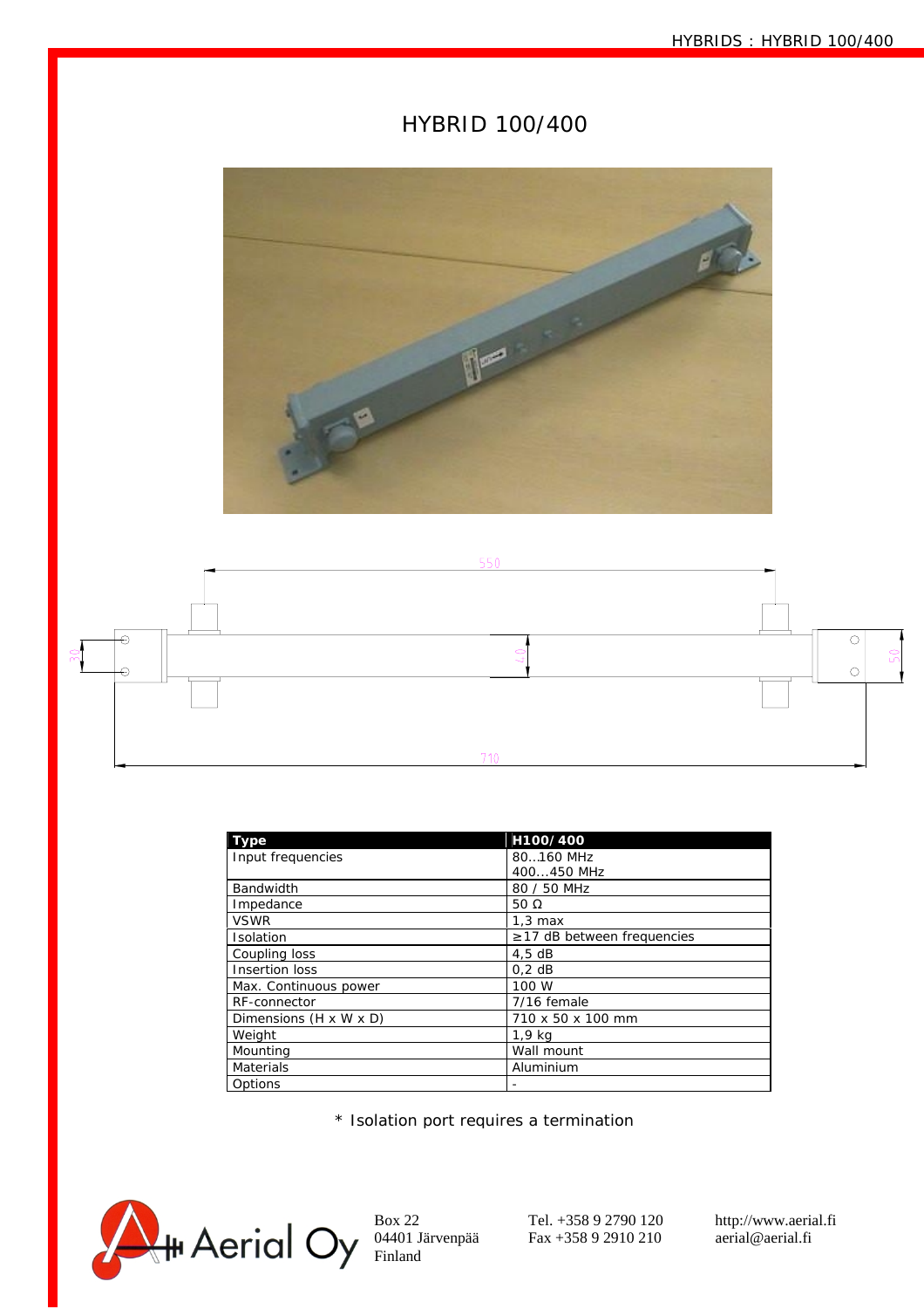# HYBRID 100/400

550

30

40

50

710

| Type | H100/400 |
|---|---|
| Input frequencies | 80..160 MHz<br>400...450 MHz |
| Bandwidth | 80 / 50 MHz |
| Impedance | 50 Ω |
| VSWR | 1,3 max |
| Isolation | ≥17 dB between frequencies |
| Coupling loss | 4,5 dB |
| Insertion loss | 0,2 dB |
| Max. Continuous power | 100 W |
| RF-connector | 7/16 female |
| Dimensions (H x W x D) | 710 x 50 x 100 mm |
| Weight | 1,9 kg |
| Mounting | Wall mount |
| Materials | Aluminium |
| Options | - |

* Isolation port requires a termination

Aerial Oy

Box 22
04401 Järvenpää
Finland

Tel. +358 9 2790 120
Fax +358 9 2910 210

http://www.aerial.fi
aerial@aerial.fi